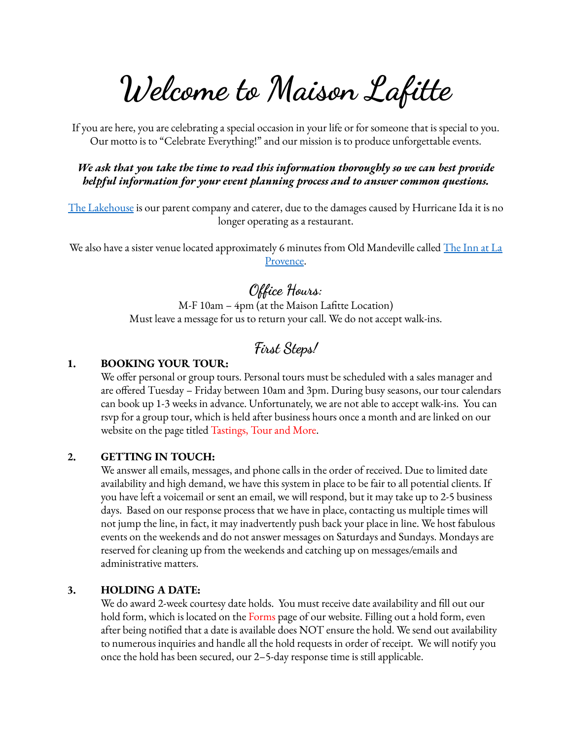# Welcome to Maison Lafitte

If you are here, you are celebrating a special occasion in your life or for someone that is special to you. Our motto is to "Celebrate Everything!" and our mission is to produce unforgettable events.

***We ask that you take the time to read this information thoroughly so we can best provide helpful information for your event planning process and to answer common questions.***

The Lakehouse is our parent company and caterer, due to the damages caused by Hurricane Ida it is no longer operating as a restaurant.

We also have a sister venue located approximately 6 minutes from Old Mandeville called The Inn at La Provence.

## Office Hours:

M-F 10am – 4pm (at the Maison Lafitte Location)
Must leave a message for us to return your call. We do not accept walk-ins.

## First Steps!

1. **BOOKING YOUR TOUR:**
   We offer personal or group tours. Personal tours must be scheduled with a sales manager and are offered Tuesday – Friday between 10am and 3pm. During busy seasons, our tour calendars can book up 1-3 weeks in advance. Unfortunately, we are not able to accept walk-ins. You can rsvp for a group tour, which is held after business hours once a month and are linked on our website on the page titled Tastings, Tour and More.

2. **GETTING IN TOUCH:**
   We answer all emails, messages, and phone calls in the order of received. Due to limited date availability and high demand, we have this system in place to be fair to all potential clients. If you have left a voicemail or sent an email, we will respond, but it may take up to 2-5 business days. Based on our response process that we have in place, contacting us multiple times will not jump the line, in fact, it may inadvertently push back your place in line. We host fabulous events on the weekends and do not answer messages on Saturdays and Sundays. Mondays are reserved for cleaning up from the weekends and catching up on messages/emails and administrative matters.

3. **HOLDING A DATE:**
   We do award 2-week courtesy date holds. You must receive date availability and fill out our hold form, which is located on the Forms page of our website. Filling out a hold form, even after being notified that a date is available does NOT ensure the hold. We send out availability to numerous inquiries and handle all the hold requests in order of receipt. We will notify you once the hold has been secured, our 2–5-day response time is still applicable.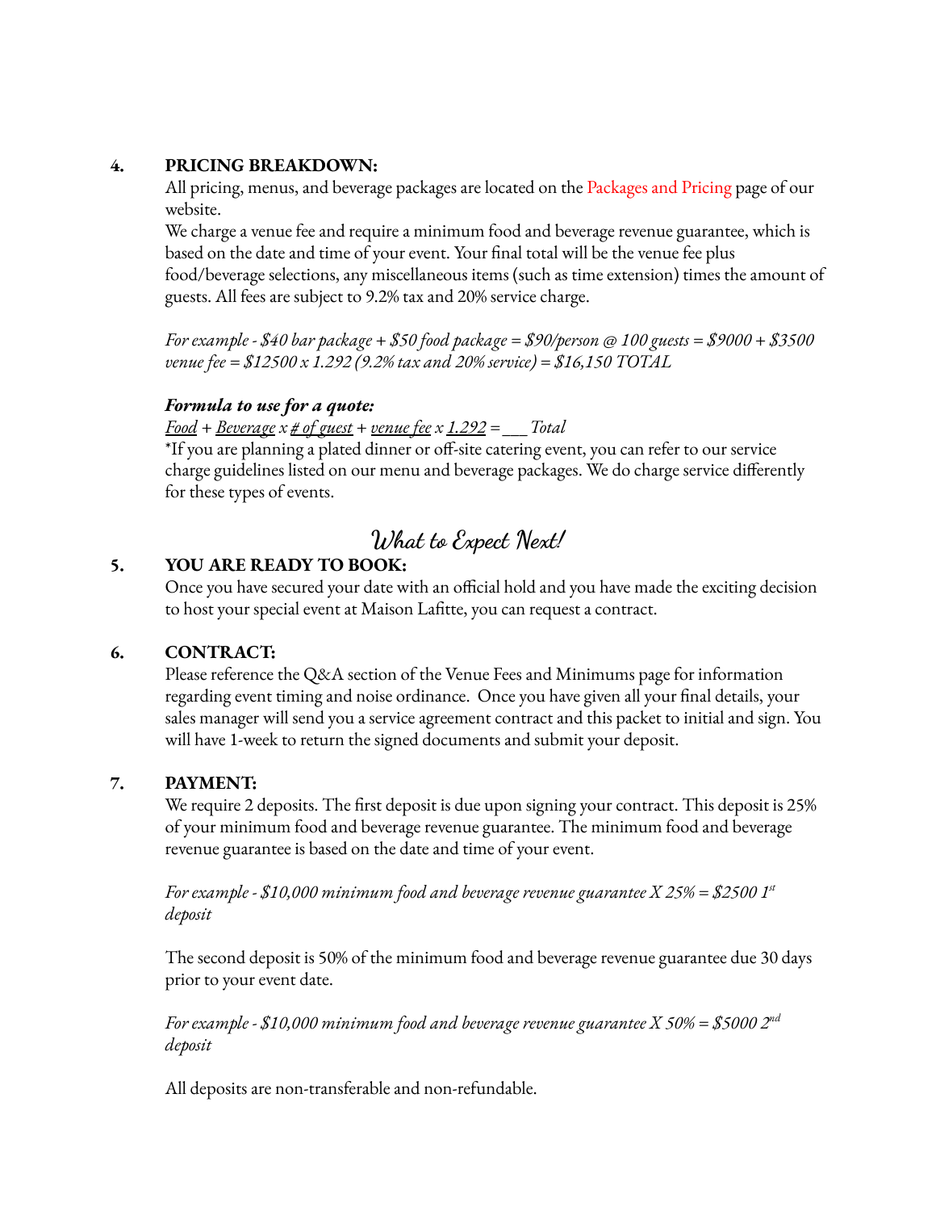**4. PRICING BREAKDOWN:**

All pricing, menus, and beverage packages are located on the Packages and Pricing page of our website.

We charge a venue fee and require a minimum food and beverage revenue guarantee, which is based on the date and time of your event. Your final total will be the venue fee plus food/beverage selections, any miscellaneous items (such as time extension) times the amount of guests. All fees are subject to 9.2% tax and 20% service charge.

*For example - $40 bar package + $50 food package = $90/person @ 100 guests = $9000 + $3500 venue fee = $12500 x 1.292 (9.2% tax and 20% service) = $16,150 TOTAL*

***Formula to use for a quote:***

*Food + Beverage x # of guest + venue fee x 1.292 = ___ Total*

*If you are planning a plated dinner or off-site catering event, you can refer to our service charge guidelines listed on our menu and beverage packages. We do charge service differently for these types of events.

## *What to Expect Next!*

**5. YOU ARE READY TO BOOK:**

Once you have secured your date with an official hold and you have made the exciting decision to host your special event at Maison Lafitte, you can request a contract.

**6. CONTRACT:**

Please reference the Q&A section of the Venue Fees and Minimums page for information regarding event timing and noise ordinance. Once you have given all your final details, your sales manager will send you a service agreement contract and this packet to initial and sign. You will have 1-week to return the signed documents and submit your deposit.

**7. PAYMENT:**

We require 2 deposits. The first deposit is due upon signing your contract. This deposit is 25% of your minimum food and beverage revenue guarantee. The minimum food and beverage revenue guarantee is based on the date and time of your event.

*For example - $10,000 minimum food and beverage revenue guarantee X 25% = $2500 1st deposit*

The second deposit is 50% of the minimum food and beverage revenue guarantee due 30 days prior to your event date.

*For example - $10,000 minimum food and beverage revenue guarantee X 50% = $5000 2nd deposit*

All deposits are non-transferable and non-refundable.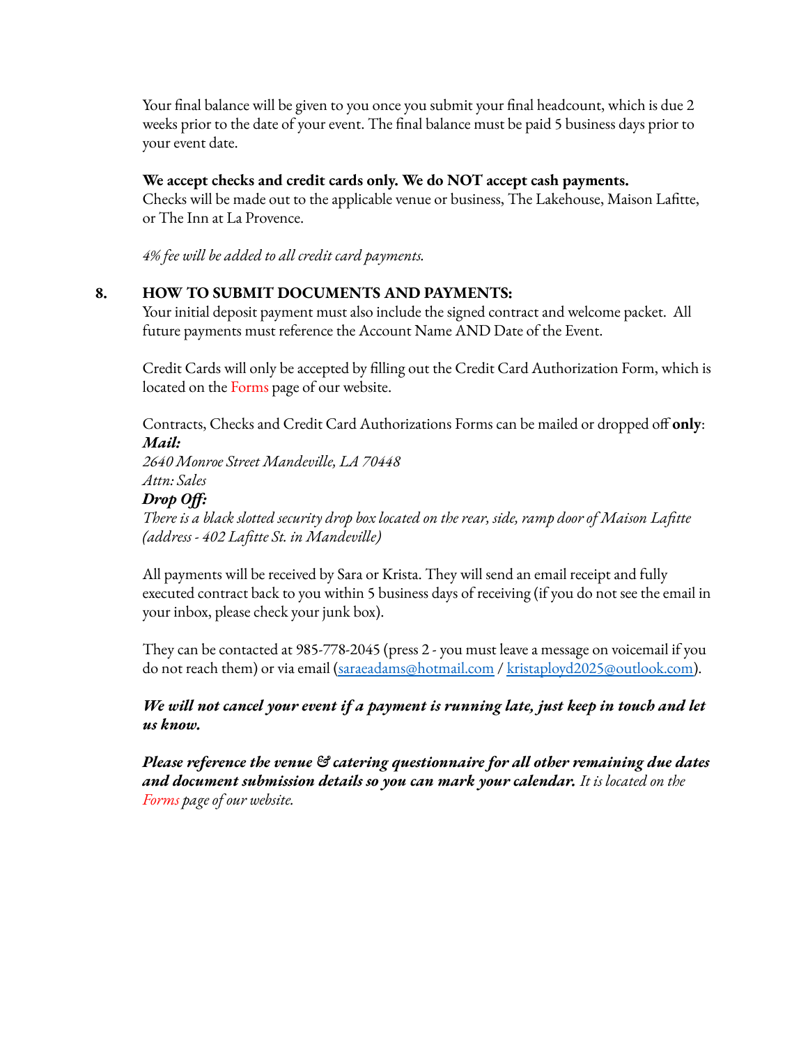Your final balance will be given to you once you submit your final headcount, which is due 2 weeks prior to the date of your event. The final balance must be paid 5 business days prior to your event date.

**We accept checks and credit cards only. We do NOT accept cash payments.**
Checks will be made out to the applicable venue or business, The Lakehouse, Maison Lafitte, or The Inn at La Provence.

*4% fee will be added to all credit card payments.*

## 8. HOW TO SUBMIT DOCUMENTS AND PAYMENTS:

Your initial deposit payment must also include the signed contract and welcome packet. All future payments must reference the Account Name AND Date of the Event.

Credit Cards will only be accepted by filling out the Credit Card Authorization Form, which is located on the Forms page of our website.

Contracts, Checks and Credit Card Authorizations Forms can be mailed or dropped off **only**:

***Mail:***
*2640 Monroe Street Mandeville, LA 70448*
*Attn: Sales*

***Drop Off:***
*There is a black slotted security drop box located on the rear, side, ramp door of Maison Lafitte (address - 402 Lafitte St. in Mandeville)*

All payments will be received by Sara or Krista. They will send an email receipt and fully executed contract back to you within 5 business days of receiving (if you do not see the email in your inbox, please check your junk box).

They can be contacted at 985-778-2045 (press 2 - you must leave a message on voicemail if you do not reach them) or via email (saraeadams@hotmail.com / kristaployd2025@outlook.com).

***We will not cancel your event if a payment is running late, just keep in touch and let us know.***

***Please reference the venue & catering questionnaire for all other remaining due dates and document submission details so you can mark your calendar.*** *It is located on the Forms page of our website.*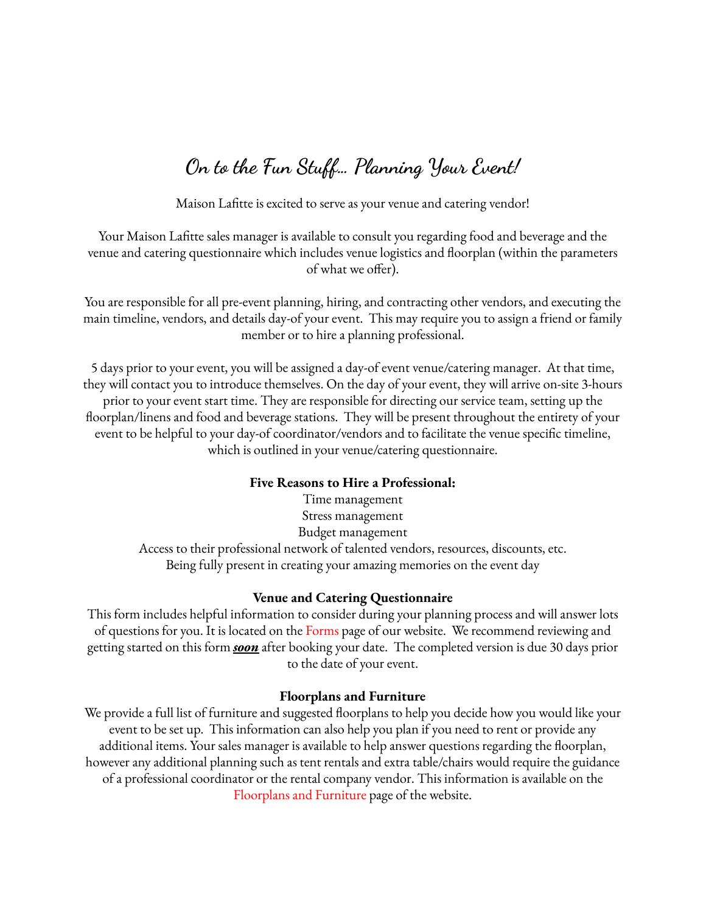# On to the Fun Stuff... Planning Your Event!

Maison Lafitte is excited to serve as your venue and catering vendor!

Your Maison Lafitte sales manager is available to consult you regarding food and beverage and the venue and catering questionnaire which includes venue logistics and floorplan (within the parameters of what we offer).

You are responsible for all pre-event planning, hiring, and contracting other vendors, and executing the main timeline, vendors, and details day-of your event. This may require you to assign a friend or family member or to hire a planning professional.

5 days prior to your event, you will be assigned a day-of event venue/catering manager. At that time, they will contact you to introduce themselves. On the day of your event, they will arrive on-site 3-hours prior to your event start time. They are responsible for directing our service team, setting up the floorplan/linens and food and beverage stations. They will be present throughout the entirety of your event to be helpful to your day-of coordinator/vendors and to facilitate the venue specific timeline, which is outlined in your venue/catering questionnaire.

**Five Reasons to Hire a Professional:**

Time management
Stress management
Budget management
Access to their professional network of talented vendors, resources, discounts, etc.
Being fully present in creating your amazing memories on the event day

**Venue and Catering Questionnaire**

This form includes helpful information to consider during your planning process and will answer lots of questions for you. It is located on the Forms page of our website. We recommend reviewing and getting started on this form ***soon*** after booking your date. The completed version is due 30 days prior to the date of your event.

**Floorplans and Furniture**

We provide a full list of furniture and suggested floorplans to help you decide how you would like your event to be set up. This information can also help you plan if you need to rent or provide any additional items. Your sales manager is available to help answer questions regarding the floorplan, however any additional planning such as tent rentals and extra table/chairs would require the guidance of a professional coordinator or the rental company vendor. This information is available on the Floorplans and Furniture page of the website.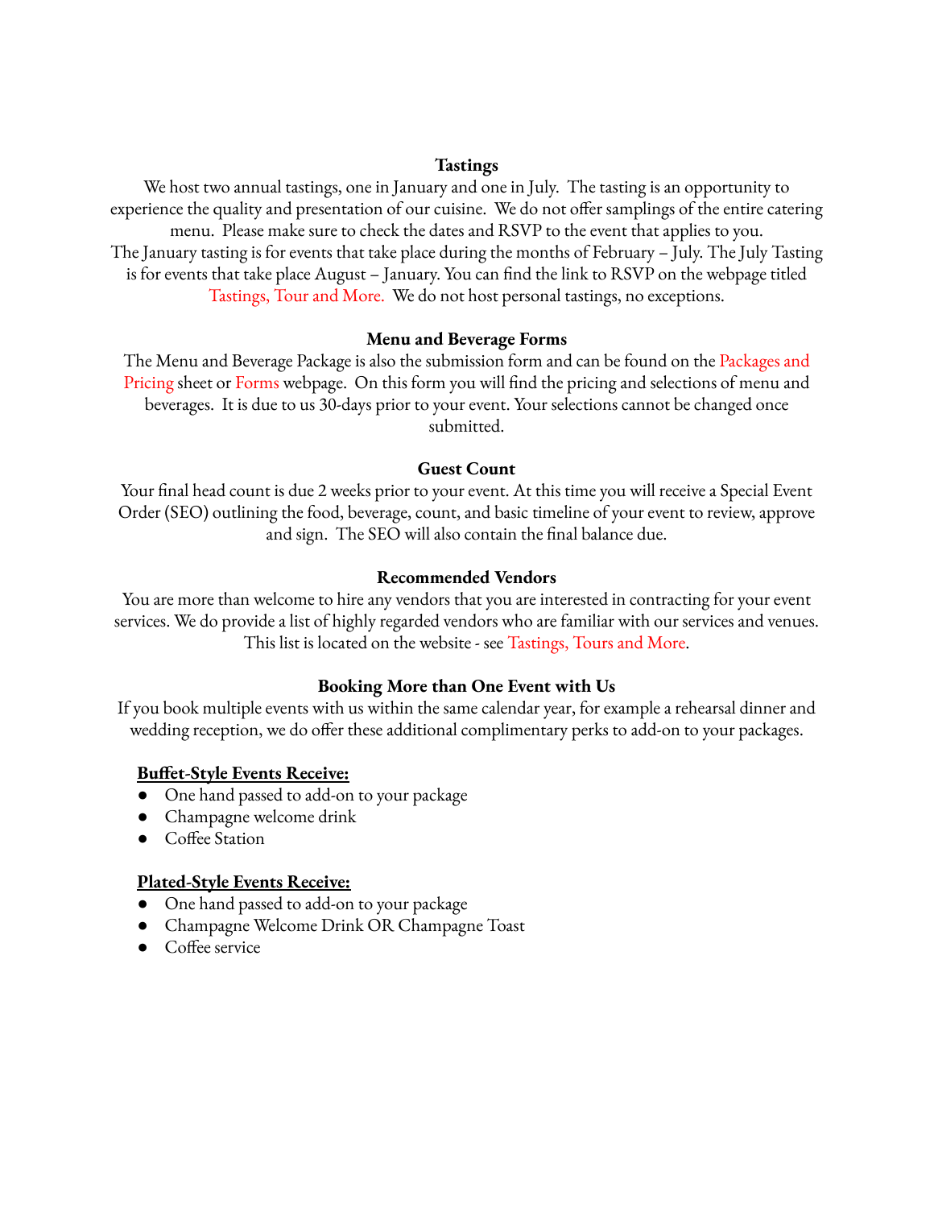## Tastings

We host two annual tastings, one in January and one in July. The tasting is an opportunity to experience the quality and presentation of our cuisine. We do not offer samplings of the entire catering menu. Please make sure to check the dates and RSVP to the event that applies to you. The January tasting is for events that take place during the months of February – July. The July Tasting is for events that take place August – January. You can find the link to RSVP on the webpage titled Tastings, Tour and More. We do not host personal tastings, no exceptions.

## Menu and Beverage Forms

The Menu and Beverage Package is also the submission form and can be found on the Packages and Pricing sheet or Forms webpage. On this form you will find the pricing and selections of menu and beverages. It is due to us 30-days prior to your event. Your selections cannot be changed once submitted.

## Guest Count

Your final head count is due 2 weeks prior to your event. At this time you will receive a Special Event Order (SEO) outlining the food, beverage, count, and basic timeline of your event to review, approve and sign. The SEO will also contain the final balance due.

## Recommended Vendors

You are more than welcome to hire any vendors that you are interested in contracting for your event services. We do provide a list of highly regarded vendors who are familiar with our services and venues. This list is located on the website - see Tastings, Tours and More.

## Booking More than One Event with Us

If you book multiple events with us within the same calendar year, for example a rehearsal dinner and wedding reception, we do offer these additional complimentary perks to add-on to your packages.

**Buffet-Style Events Receive:**

- One hand passed to add-on to your package
- Champagne welcome drink
- Coffee Station

**Plated-Style Events Receive:**

- One hand passed to add-on to your package
- Champagne Welcome Drink OR Champagne Toast
- Coffee service